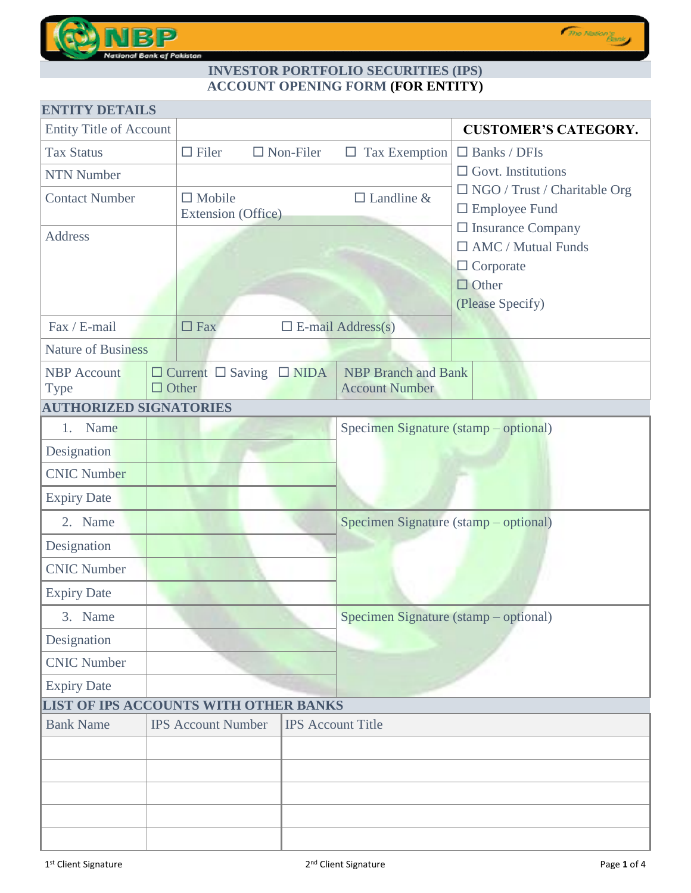# INVESTOR PORTFOLIO SECURITIES (IPS)
# ACCOUNT OPENING FORM (FOR ENTITY)

## ENTITY DETAILS

| | | **CUSTOMER'S CATEGORY.** |
|---|---|---|
| Entity Title of Account | | ☐ Banks / DFIs<br>☐ Govt. Institutions<br>☐ NGO / Trust / Charitable Org<br>☐ Employee Fund<br>☐ Insurance Company<br>☐ AMC / Mutual Funds<br>☐ Corporate<br>☐ Other<br>(Please Specify) |
| Tax Status | ☐ Filer ☐ Non-Filer ☐ Tax Exemption | |
| NTN Number | | |
| Contact Number | ☐ Mobile ☐ Landline & Extension (Office) | |
| Address | | |
| Fax / E-mail | ☐ Fax ☐ E-mail Address(s) | |
| Nature of Business | | |

| NBP Account Type | ☐ Current ☐ Saving ☐ NIDA ☐ Other | NBP Branch and Bank Account Number | |
|---|---|---|---|

## AUTHORIZED SIGNATORIES

| | | |
|---|---|---|
| 1. Name | | Specimen Signature (stamp – optional) |
| Designation | | |
| CNIC Number | | |
| Expiry Date | | |
| 2. Name | | Specimen Signature (stamp – optional) |
| Designation | | |
| CNIC Number | | |
| Expiry Date | | |
| 3. Name | | Specimen Signature (stamp – optional) |
| Designation | | |
| CNIC Number | | |
| Expiry Date | | |

## LIST OF IPS ACCOUNTS WITH OTHER BANKS

| Bank Name | IPS Account Number | IPS Account Title |
|---|---|---|
| | | |
| | | |
| | | |
| | | |
| | | |

1st Client Signature 2nd Client Signature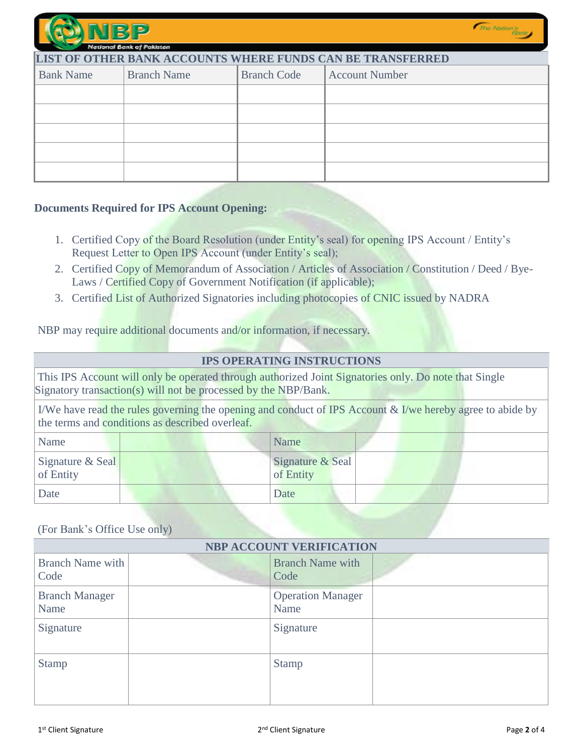## LIST OF OTHER BANK ACCOUNTS WHERE FUNDS CAN BE TRANSFERRED

| Bank Name | Branch Name | Branch Code | Account Number |
|---|---|---|---|
| | | | |
| | | | |
| | | | |
| | | | |
| | | | |

**Documents Required for IPS Account Opening:**

1. Certified Copy of the Board Resolution (under Entity's seal) for opening IPS Account / Entity's Request Letter to Open IPS Account (under Entity's seal);
2. Certified Copy of Memorandum of Association / Articles of Association / Constitution / Deed / Bye-Laws / Certified Copy of Government Notification (if applicable);
3. Certified List of Authorized Signatories including photocopies of CNIC issued by NADRA

NBP may require additional documents and/or information, if necessary.

## IPS OPERATING INSTRUCTIONS

This IPS Account will only be operated through authorized Joint Signatories only. Do note that Single Signatory transaction(s) will not be processed by the NBP/Bank.

I/We have read the rules governing the opening and conduct of IPS Account & I/we hereby agree to abide by the terms and conditions as described overleaf.

| | | | |
|---|---|---|---|
| Name | | Name | |
| Signature & Seal of Entity | | Signature & Seal of Entity | |
| Date | | Date | |

(For Bank's Office Use only)

## NBP ACCOUNT VERIFICATION

| | | | |
|---|---|---|---|
| Branch Name with Code | | Branch Name with Code | |
| Branch Manager Name | | Operation Manager Name | |
| Signature | | Signature | |
| Stamp | | Stamp | |

1[st] Client Signature    2[nd] Client Signature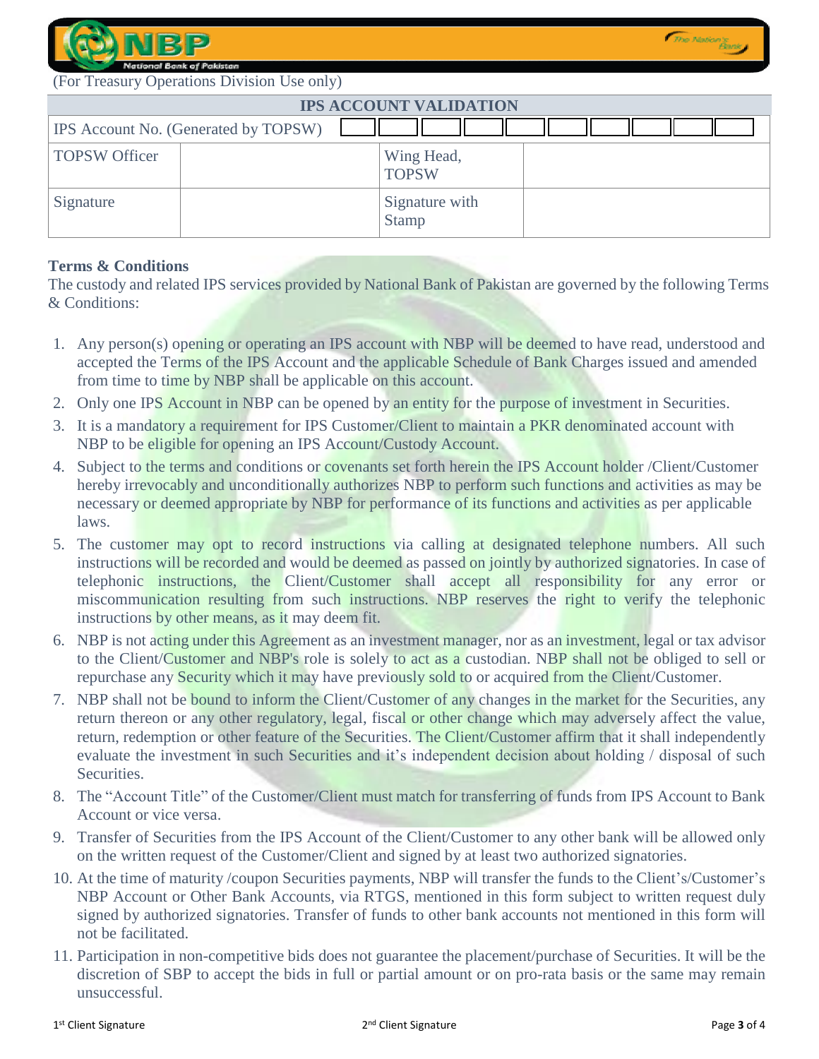(For Treasury Operations Division Use only)

| IPS ACCOUNT VALIDATION | | | |
|---|---|---|---|
| IPS Account No. (Generated by TOPSW) | | | |
| TOPSW Officer | | Wing Head, TOPSW | |
| Signature | | Signature with Stamp | |

**Terms & Conditions**

The custody and related IPS services provided by National Bank of Pakistan are governed by the following Terms & Conditions:

1. Any person(s) opening or operating an IPS account with NBP will be deemed to have read, understood and accepted the Terms of the IPS Account and the applicable Schedule of Bank Charges issued and amended from time to time by NBP shall be applicable on this account.
2. Only one IPS Account in NBP can be opened by an entity for the purpose of investment in Securities.
3. It is a mandatory a requirement for IPS Customer/Client to maintain a PKR denominated account with NBP to be eligible for opening an IPS Account/Custody Account.
4. Subject to the terms and conditions or covenants set forth herein the IPS Account holder /Client/Customer hereby irrevocably and unconditionally authorizes NBP to perform such functions and activities as may be necessary or deemed appropriate by NBP for performance of its functions and activities as per applicable laws.
5. The customer may opt to record instructions via calling at designated telephone numbers. All such instructions will be recorded and would be deemed as passed on jointly by authorized signatories. In case of telephonic instructions, the Client/Customer shall accept all responsibility for any error or miscommunication resulting from such instructions. NBP reserves the right to verify the telephonic instructions by other means, as it may deem fit.
6. NBP is not acting under this Agreement as an investment manager, nor as an investment, legal or tax advisor to the Client/Customer and NBP's role is solely to act as a custodian. NBP shall not be obliged to sell or repurchase any Security which it may have previously sold to or acquired from the Client/Customer.
7. NBP shall not be bound to inform the Client/Customer of any changes in the market for the Securities, any return thereon or any other regulatory, legal, fiscal or other change which may adversely affect the value, return, redemption or other feature of the Securities. The Client/Customer affirm that it shall independently evaluate the investment in such Securities and it's independent decision about holding / disposal of such Securities.
8. The "Account Title" of the Customer/Client must match for transferring of funds from IPS Account to Bank Account or vice versa.
9. Transfer of Securities from the IPS Account of the Client/Customer to any other bank will be allowed only on the written request of the Customer/Client and signed by at least two authorized signatories.
10. At the time of maturity /coupon Securities payments, NBP will transfer the funds to the Client's/Customer's NBP Account or Other Bank Accounts, via RTGS, mentioned in this form subject to written request duly signed by authorized signatories. Transfer of funds to other bank accounts not mentioned in this form will not be facilitated.
11. Participation in non-competitive bids does not guarantee the placement/purchase of Securities. It will be the discretion of SBP to accept the bids in full or partial amount or on pro-rata basis or the same may remain unsuccessful.

1st Client Signature 2nd Client Signature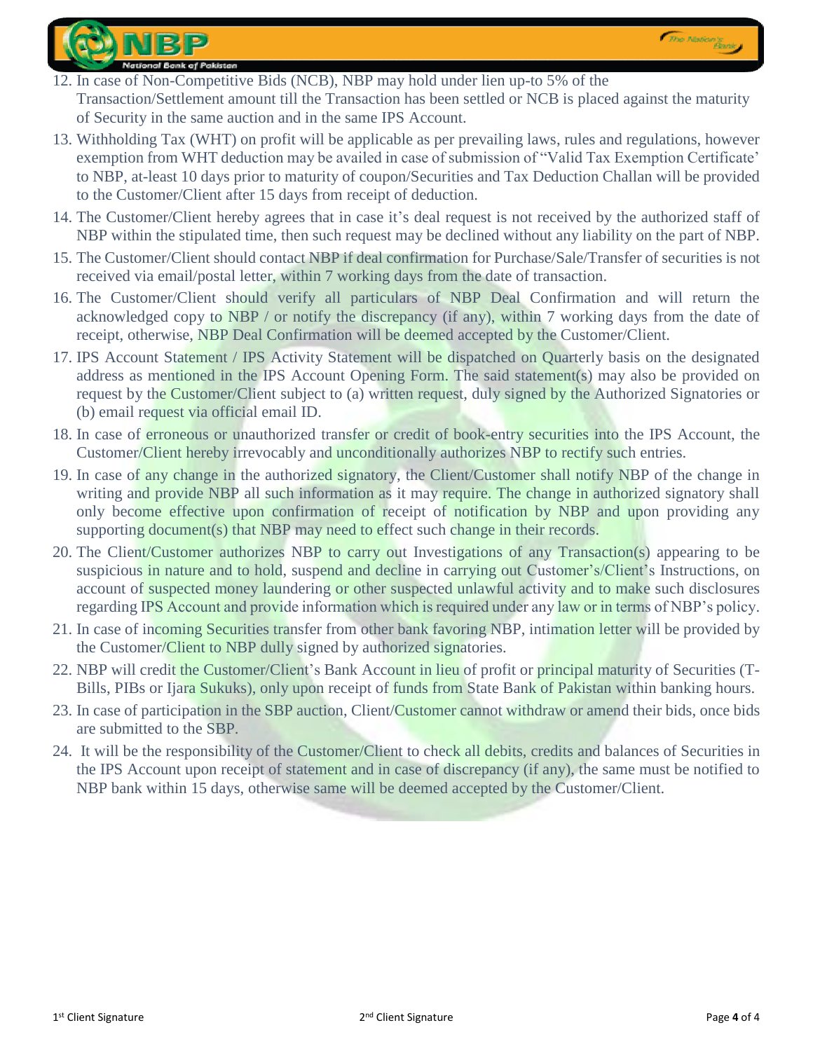12. In case of Non-Competitive Bids (NCB), NBP may hold under lien up-to 5% of the Transaction/Settlement amount till the Transaction has been settled or NCB is placed against the maturity of Security in the same auction and in the same IPS Account.
13. Withholding Tax (WHT) on profit will be applicable as per prevailing laws, rules and regulations, however exemption from WHT deduction may be availed in case of submission of "Valid Tax Exemption Certificate' to NBP, at-least 10 days prior to maturity of coupon/Securities and Tax Deduction Challan will be provided to the Customer/Client after 15 days from receipt of deduction.
14. The Customer/Client hereby agrees that in case it's deal request is not received by the authorized staff of NBP within the stipulated time, then such request may be declined without any liability on the part of NBP.
15. The Customer/Client should contact NBP if deal confirmation for Purchase/Sale/Transfer of securities is not received via email/postal letter, within 7 working days from the date of transaction.
16. The Customer/Client should verify all particulars of NBP Deal Confirmation and will return the acknowledged copy to NBP / or notify the discrepancy (if any), within 7 working days from the date of receipt, otherwise, NBP Deal Confirmation will be deemed accepted by the Customer/Client.
17. IPS Account Statement / IPS Activity Statement will be dispatched on Quarterly basis on the designated address as mentioned in the IPS Account Opening Form. The said statement(s) may also be provided on request by the Customer/Client subject to (a) written request, duly signed by the Authorized Signatories or (b) email request via official email ID.
18. In case of erroneous or unauthorized transfer or credit of book-entry securities into the IPS Account, the Customer/Client hereby irrevocably and unconditionally authorizes NBP to rectify such entries.
19. In case of any change in the authorized signatory, the Client/Customer shall notify NBP of the change in writing and provide NBP all such information as it may require. The change in authorized signatory shall only become effective upon confirmation of receipt of notification by NBP and upon providing any supporting document(s) that NBP may need to effect such change in their records.
20. The Client/Customer authorizes NBP to carry out Investigations of any Transaction(s) appearing to be suspicious in nature and to hold, suspend and decline in carrying out Customer's/Client's Instructions, on account of suspected money laundering or other suspected unlawful activity and to make such disclosures regarding IPS Account and provide information which is required under any law or in terms of NBP's policy.
21. In case of incoming Securities transfer from other bank favoring NBP, intimation letter will be provided by the Customer/Client to NBP dully signed by authorized signatories.
22. NBP will credit the Customer/Client's Bank Account in lieu of profit or principal maturity of Securities (T-Bills, PIBs or Ijara Sukuks), only upon receipt of funds from State Bank of Pakistan within banking hours.
23. In case of participation in the SBP auction, Client/Customer cannot withdraw or amend their bids, once bids are submitted to the SBP.
24. It will be the responsibility of the Customer/Client to check all debits, credits and balances of Securities in the IPS Account upon receipt of statement and in case of discrepancy (if any), the same must be notified to NBP bank within 15 days, otherwise same will be deemed accepted by the Customer/Client.

1st Client Signature

2nd Client Signature